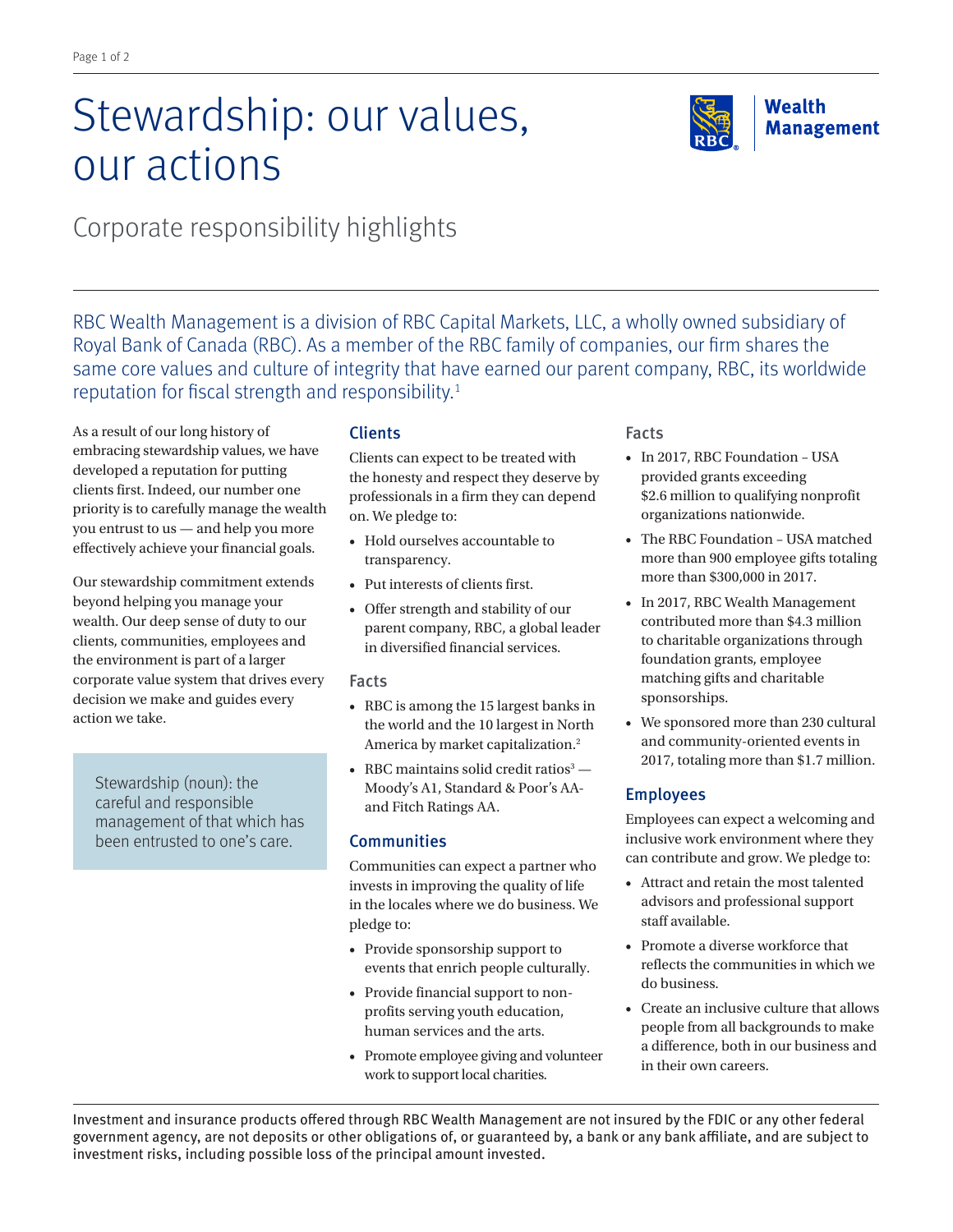# Stewardship: our values, our actions

## Corporate responsibility highlights

RBC Wealth Management is a division of RBC Capital Markets, LLC, a wholly owned subsidiary of Royal Bank of Canada (RBC). As a member of the RBC family of companies, our firm shares the same core values and culture of integrity that have earned our parent company, RBC, its worldwide reputation for fiscal strength and responsibility.[1]

As a result of our long history of embracing stewardship values, we have developed a reputation for putting clients first. Indeed, our number one priority is to carefully manage the wealth you entrust to us — and help you more effectively achieve your financial goals.

Our stewardship commitment extends beyond helping you manage your wealth. Our deep sense of duty to our clients, communities, employees and the environment is part of a larger corporate value system that drives every decision we make and guides every action we take.

> Stewardship (noun): the careful and responsible management of that which has been entrusted to one's care.

### Clients

Clients can expect to be treated with the honesty and respect they deserve by professionals in a firm they can depend on. We pledge to:

- Hold ourselves accountable to transparency.
- Put interests of clients first.
- Offer strength and stability of our parent company, RBC, a global leader in diversified financial services.

#### Facts

- RBC is among the 15 largest banks in the world and the 10 largest in North America by market capitalization.[2]
- RBC maintains solid credit ratios[3] — Moody's A1, Standard & Poor's AA- and Fitch Ratings AA.

### Communities

Communities can expect a partner who invests in improving the quality of life in the locales where we do business. We pledge to:

- Provide sponsorship support to events that enrich people culturally.
- Provide financial support to non-profits serving youth education, human services and the arts.
- Promote employee giving and volunteer work to support local charities.

#### Facts

- In 2017, RBC Foundation – USA provided grants exceeding $2.6 million to qualifying nonprofit organizations nationwide.
- The RBC Foundation – USA matched more than 900 employee gifts totaling more than $300,000 in 2017.
- In 2017, RBC Wealth Management contributed more than $4.3 million to charitable organizations through foundation grants, employee matching gifts and charitable sponsorships.
- We sponsored more than 230 cultural and community-oriented events in 2017, totaling more than $1.7 million.

### Employees

Employees can expect a welcoming and inclusive work environment where they can contribute and grow. We pledge to:

- Attract and retain the most talented advisors and professional support staff available.
- Promote a diverse workforce that reflects the communities in which we do business.
- Create an inclusive culture that allows people from all backgrounds to make a difference, both in our business and in their own careers.

Investment and insurance products offered through RBC Wealth Management are not insured by the FDIC or any other federal government agency, are not deposits or other obligations of, or guaranteed by, a bank or any bank affiliate, and are subject to investment risks, including possible loss of the principal amount invested.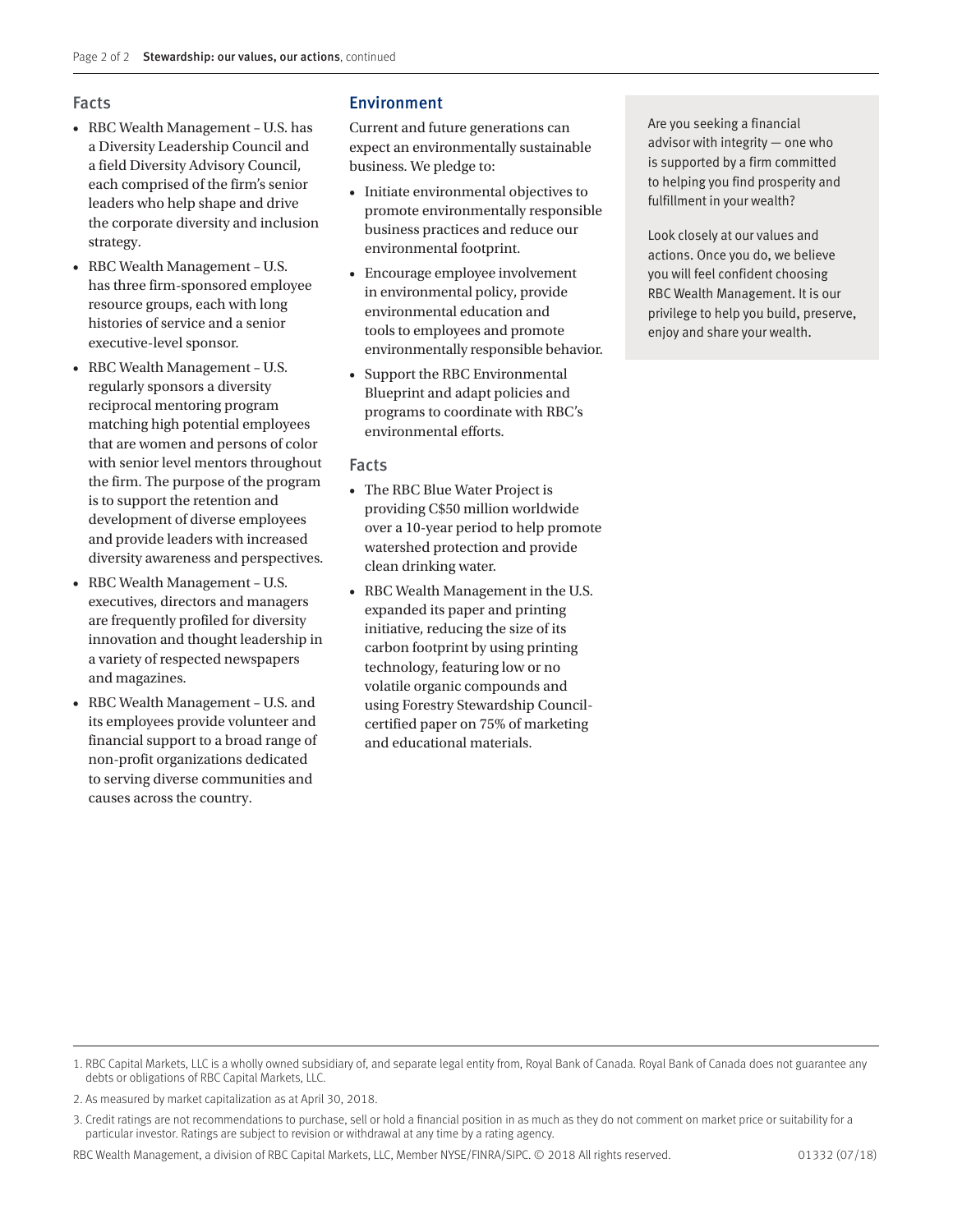## Facts

- RBC Wealth Management – U.S. has a Diversity Leadership Council and a field Diversity Advisory Council, each comprised of the firm's senior leaders who help shape and drive the corporate diversity and inclusion strategy.
- RBC Wealth Management – U.S. has three firm-sponsored employee resource groups, each with long histories of service and a senior executive-level sponsor.
- RBC Wealth Management – U.S. regularly sponsors a diversity reciprocal mentoring program matching high potential employees that are women and persons of color with senior level mentors throughout the firm. The purpose of the program is to support the retention and development of diverse employees and provide leaders with increased diversity awareness and perspectives.
- RBC Wealth Management – U.S. executives, directors and managers are frequently profiled for diversity innovation and thought leadership in a variety of respected newspapers and magazines.
- RBC Wealth Management – U.S. and its employees provide volunteer and financial support to a broad range of non-profit organizations dedicated to serving diverse communities and causes across the country.

## Environment

Current and future generations can expect an environmentally sustainable business. We pledge to:

- Initiate environmental objectives to promote environmentally responsible business practices and reduce our environmental footprint.
- Encourage employee involvement in environmental policy, provide environmental education and tools to employees and promote environmentally responsible behavior.
- Support the RBC Environmental Blueprint and adapt policies and programs to coordinate with RBC's environmental efforts.

### Facts

- The RBC Blue Water Project is providing C$50 million worldwide over a 10-year period to help promote watershed protection and provide clean drinking water.
- RBC Wealth Management in the U.S. expanded its paper and printing initiative, reducing the size of its carbon footprint by using printing technology, featuring low or no volatile organic compounds and using Forestry Stewardship Council-certified paper on 75% of marketing and educational materials.

Are you seeking a financial advisor with integrity — one who is supported by a firm committed to helping you find prosperity and fulfillment in your wealth?

Look closely at our values and actions. Once you do, we believe you will feel confident choosing RBC Wealth Management. It is our privilege to help you build, preserve, enjoy and share your wealth.

---

1. RBC Capital Markets, LLC is a wholly owned subsidiary of, and separate legal entity from, Royal Bank of Canada. Royal Bank of Canada does not guarantee any debts or obligations of RBC Capital Markets, LLC.
2. As measured by market capitalization as at April 30, 2018.
3. Credit ratings are not recommendations to purchase, sell or hold a financial position in as much as they do not comment on market price or suitability for a particular investor. Ratings are subject to revision or withdrawal at any time by a rating agency.

RBC Wealth Management, a division of RBC Capital Markets, LLC, Member NYSE/FINRA/SIPC. © 2018 All rights reserved. 01332 (07/18)